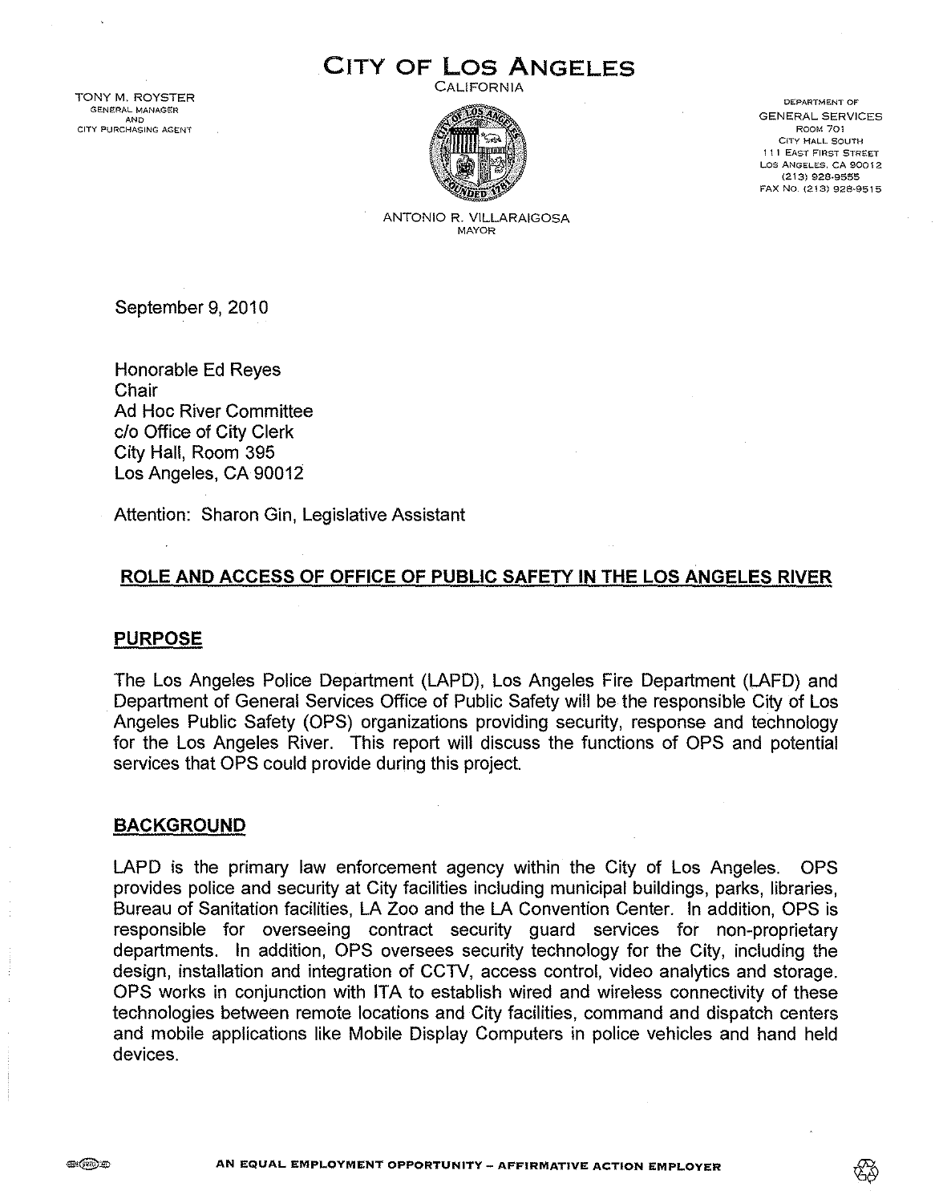# CITY OF LOS ANGELES

CALIFORNIA

TONY M. ROYSTER
GENERAL MANAGER
AND
CITY PURCHASING AGENT

ANTONIO R. VILLARAIGOSA
MAYOR

DEPARTMENT OF
GENERAL SERVICES
ROOM 701
CITY HALL SOUTH
111 EAST FIRST STREET
LOS ANGELES, CA 90012
(213) 928-9555
FAX NO. (213) 928-9515

September 9, 2010

Honorable Ed Reyes
Chair
Ad Hoc River Committee
c/o Office of City Clerk
City Hall, Room 395
Los Angeles, CA 90012

Attention: Sharon Gin, Legislative Assistant

## ROLE AND ACCESS OF OFFICE OF PUBLIC SAFETY IN THE LOS ANGELES RIVER

### PURPOSE

The Los Angeles Police Department (LAPD), Los Angeles Fire Department (LAFD) and Department of General Services Office of Public Safety will be the responsible City of Los Angeles Public Safety (OPS) organizations providing security, response and technology for the Los Angeles River. This report will discuss the functions of OPS and potential services that OPS could provide during this project.

### BACKGROUND

LAPD is the primary law enforcement agency within the City of Los Angeles. OPS provides police and security at City facilities including municipal buildings, parks, libraries, Bureau of Sanitation facilities, LA Zoo and the LA Convention Center. In addition, OPS is responsible for overseeing contract security guard services for non-proprietary departments. In addition, OPS oversees security technology for the City, including the design, installation and integration of CCTV, access control, video analytics and storage. OPS works in conjunction with ITA to establish wired and wireless connectivity of these technologies between remote locations and City facilities, command and dispatch centers and mobile applications like Mobile Display Computers in police vehicles and hand held devices.

AN EQUAL EMPLOYMENT OPPORTUNITY – AFFIRMATIVE ACTION EMPLOYER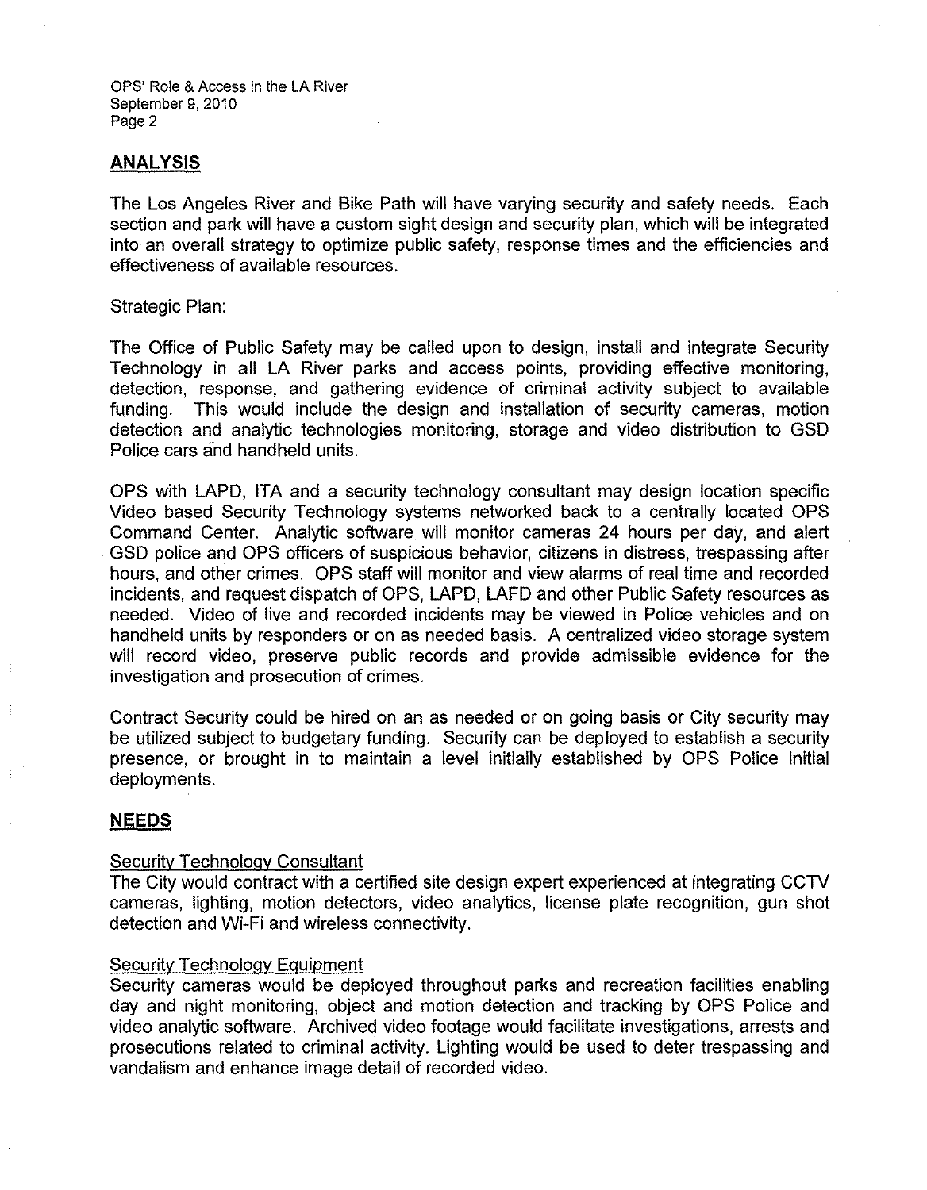## ANALYSIS

The Los Angeles River and Bike Path will have varying security and safety needs. Each section and park will have a custom sight design and security plan, which will be integrated into an overall strategy to optimize public safety, response times and the efficiencies and effectiveness of available resources.

Strategic Plan:

The Office of Public Safety may be called upon to design, install and integrate Security Technology in all LA River parks and access points, providing effective monitoring, detection, response, and gathering evidence of criminal activity subject to available funding. This would include the design and installation of security cameras, motion detection and analytic technologies monitoring, storage and video distribution to GSD Police cars and handheld units.

OPS with LAPD, ITA and a security technology consultant may design location specific Video based Security Technology systems networked back to a centrally located OPS Command Center. Analytic software will monitor cameras 24 hours per day, and alert GSD police and OPS officers of suspicious behavior, citizens in distress, trespassing after hours, and other crimes. OPS staff will monitor and view alarms of real time and recorded incidents, and request dispatch of OPS, LAPD, LAFD and other Public Safety resources as needed. Video of live and recorded incidents may be viewed in Police vehicles and on handheld units by responders or on as needed basis. A centralized video storage system will record video, preserve public records and provide admissible evidence for the investigation and prosecution of crimes.

Contract Security could be hired on an as needed or on going basis or City security may be utilized subject to budgetary funding. Security can be deployed to establish a security presence, or brought in to maintain a level initially established by OPS Police initial deployments.

## NEEDS

Security Technology Consultant
The City would contract with a certified site design expert experienced at integrating CCTV cameras, lighting, motion detectors, video analytics, license plate recognition, gun shot detection and Wi-Fi and wireless connectivity.

Security Technology Equipment
Security cameras would be deployed throughout parks and recreation facilities enabling day and night monitoring, object and motion detection and tracking by OPS Police and video analytic software. Archived video footage would facilitate investigations, arrests and prosecutions related to criminal activity. Lighting would be used to deter trespassing and vandalism and enhance image detail of recorded video.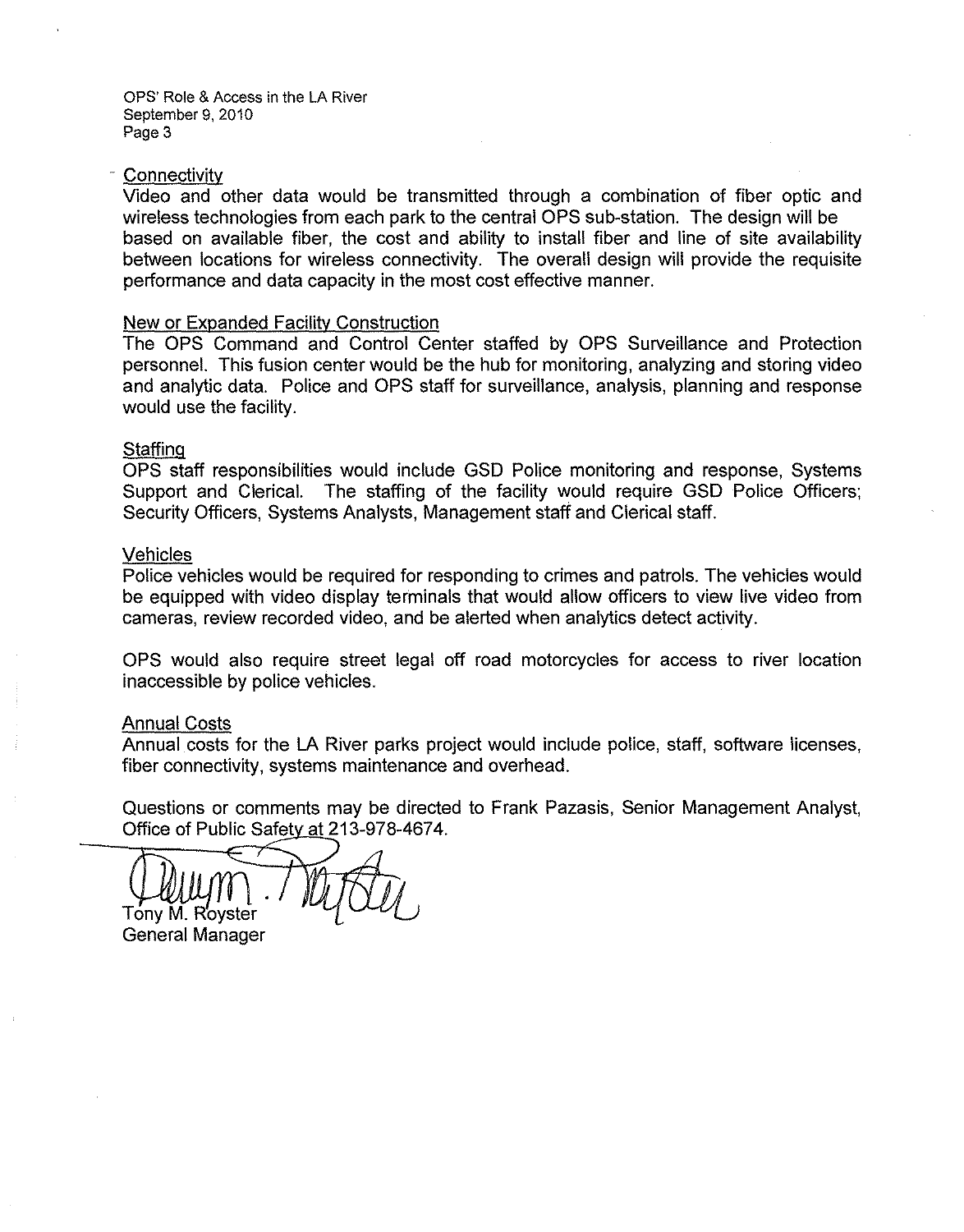Connectivity

Video and other data would be transmitted through a combination of fiber optic and wireless technologies from each park to the central OPS sub-station. The design will be based on available fiber, the cost and ability to install fiber and line of site availability between locations for wireless connectivity. The overall design will provide the requisite performance and data capacity in the most cost effective manner.

New or Expanded Facility Construction

The OPS Command and Control Center staffed by OPS Surveillance and Protection personnel. This fusion center would be the hub for monitoring, analyzing and storing video and analytic data. Police and OPS staff for surveillance, analysis, planning and response would use the facility.

Staffing

OPS staff responsibilities would include GSD Police monitoring and response, Systems Support and Clerical. The staffing of the facility would require GSD Police Officers; Security Officers, Systems Analysts, Management staff and Clerical staff.

Vehicles

Police vehicles would be required for responding to crimes and patrols. The vehicles would be equipped with video display terminals that would allow officers to view live video from cameras, review recorded video, and be alerted when analytics detect activity.

OPS would also require street legal off road motorcycles for access to river location inaccessible by police vehicles.

Annual Costs

Annual costs for the LA River parks project would include police, staff, software licenses, fiber connectivity, systems maintenance and overhead.

Questions or comments may be directed to Frank Pazasis, Senior Management Analyst, Office of Public Safety at 213-978-4674.

Tony M. Royster
General Manager